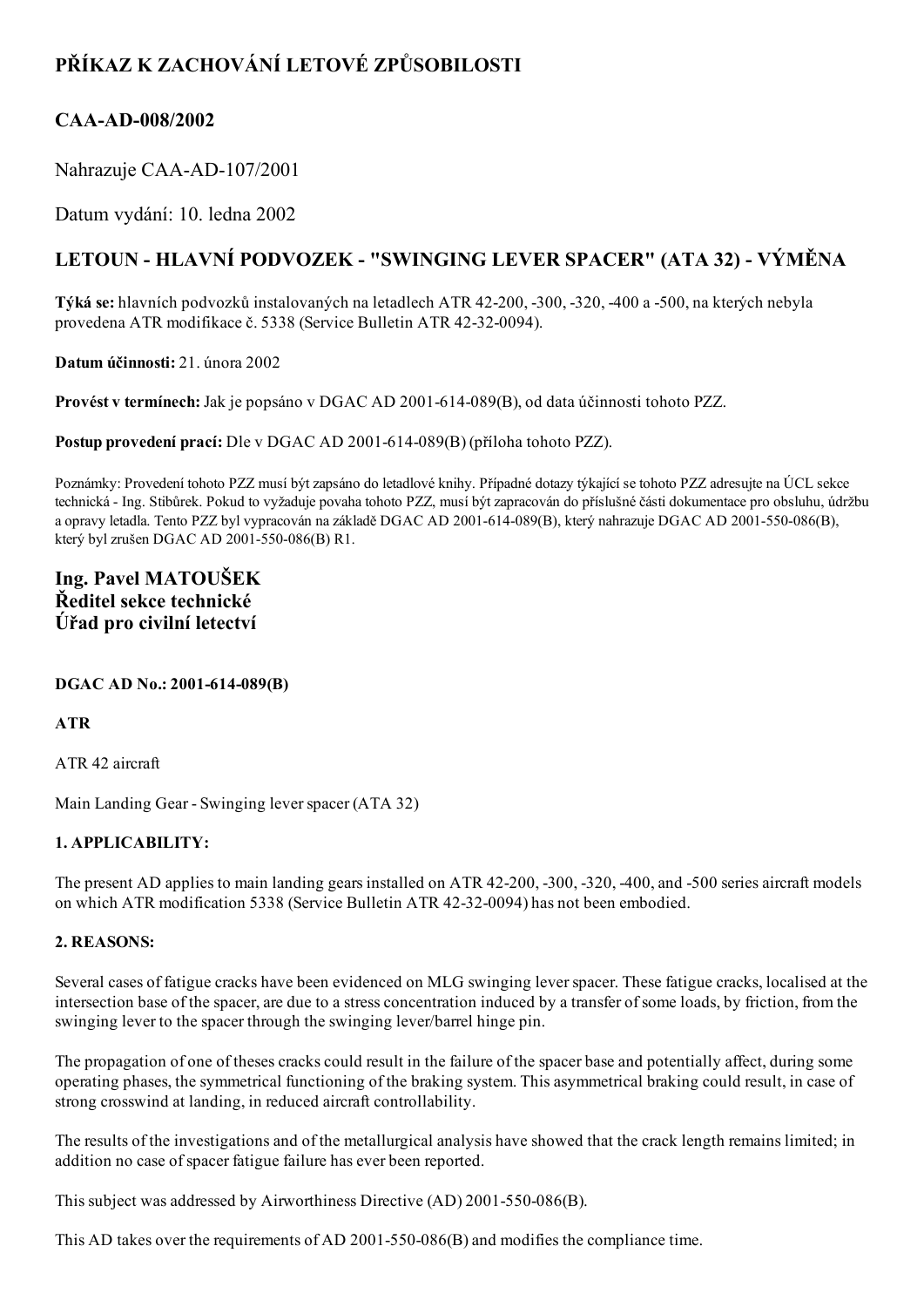# PŘÍKAZ K ZACHOVÁNÍ LETOVÉ ZPŮSOBILOSTI

## CAA-AD-008/2002

Nahrazuje CAA-AD-107/2001

Datum vydání: 10. ledna 2002

## LETOUN - HLAVNÍ PODVOZEK - "SWINGING LEVER SPACER" (ATA 32) - VÝMĚNA

**Týká se:** hlavních podvozků instalovaných na letadlech ATR 42-200, -300, -320, -400 a -500, na kterých nebyla provedena ATR modifikace č. 5338 (Service Bulletin ATR 42-32-0094).

**Datum účinnosti:** 21. února 2002

**Provést v termínech:** Jak je popsáno v DGAC AD 2001-614-089(B), od data účinnosti tohoto PZZ.

**Postup provedení prací:** Dle v DGAC AD 2001-614-089(B) (příloha tohoto PZZ).

Poznámky: Provedení tohoto PZZ musí být zapsáno do letadlové knihy. Případné dotazy týkající se tohoto PZZ adresujte na ÚCL sekce technická - Ing. Stibůrek. Pokud to vyžaduje povaha tohoto PZZ, musí být zapracován do příslušné části dokumentace pro obsluhu, údržbu a opravy letadla. Tento PZZ byl vypracován na základě DGAC AD 2001-614-089(B), který nahrazuje DGAC AD 2001-550-086(B), který byl zrušen DGAC AD 2001-550-086(B) R1.

### Ing. Pavel MATOUŠEK
### Ředitel sekce technické
### Úřad pro civilní letectví

**DGAC AD No.: 2001-614-089(B)**

**ATR**

ATR 42 aircraft

Main Landing Gear - Swinging lever spacer (ATA 32)

**1. APPLICABILITY:**

The present AD applies to main landing gears installed on ATR 42-200, -300, -320, -400, and -500 series aircraft models on which ATR modification 5338 (Service Bulletin ATR 42-32-0094) has not been embodied.

**2. REASONS:**

Several cases of fatigue cracks have been evidenced on MLG swinging lever spacer. These fatigue cracks, localised at the intersection base of the spacer, are due to a stress concentration induced by a transfer of some loads, by friction, from the swinging lever to the spacer through the swinging lever/barrel hinge pin.

The propagation of one of theses cracks could result in the failure of the spacer base and potentially affect, during some operating phases, the symmetrical functioning of the braking system. This asymmetrical braking could result, in case of strong crosswind at landing, in reduced aircraft controllability.

The results of the investigations and of the metallurgical analysis have showed that the crack length remains limited; in addition no case of spacer fatigue failure has ever been reported.

This subject was addressed by Airworthiness Directive (AD) 2001-550-086(B).

This AD takes over the requirements of AD 2001-550-086(B) and modifies the compliance time.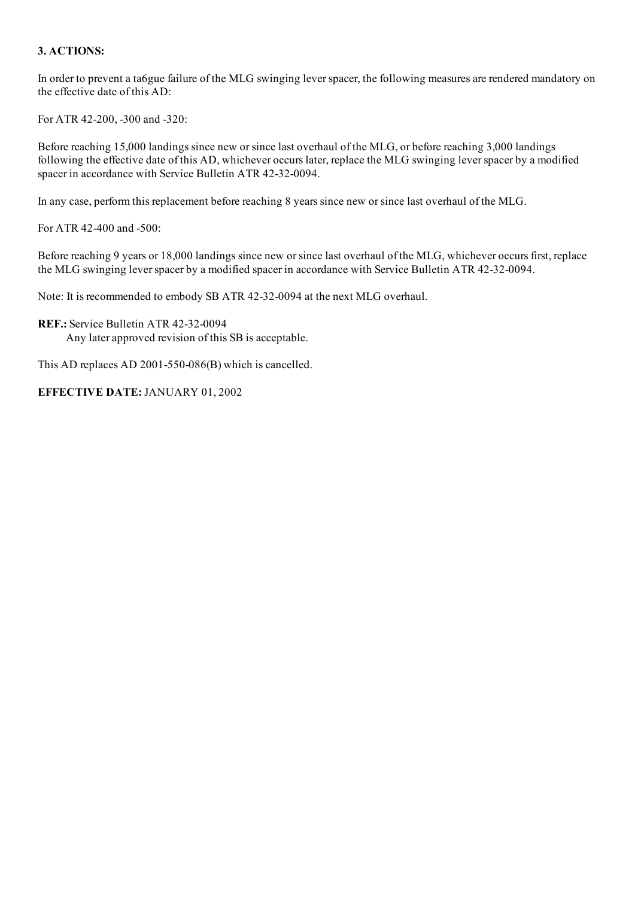**3. ACTIONS:**

In order to prevent a ta6gue failure of the MLG swinging lever spacer, the following measures are rendered mandatory on the effective date of this AD:

For ATR 42-200, -300 and -320:

Before reaching 15,000 landings since new or since last overhaul of the MLG, or before reaching 3,000 landings following the effective date of this AD, whichever occurs later, replace the MLG swinging lever spacer by a modified spacer in accordance with Service Bulletin ATR 42-32-0094.

In any case, perform this replacement before reaching 8 years since new or since last overhaul of the MLG.

For ATR 42-400 and -500:

Before reaching 9 years or 18,000 landings since new or since last overhaul of the MLG, whichever occurs first, replace the MLG swinging lever spacer by a modified spacer in accordance with Service Bulletin ATR 42-32-0094.

Note: It is recommended to embody SB ATR 42-32-0094 at the next MLG overhaul.

**REF.:** Service Bulletin ATR 42-32-0094
Any later approved revision of this SB is acceptable.

This AD replaces AD 2001-550-086(B) which is cancelled.

**EFFECTIVE DATE:** JANUARY 01, 2002